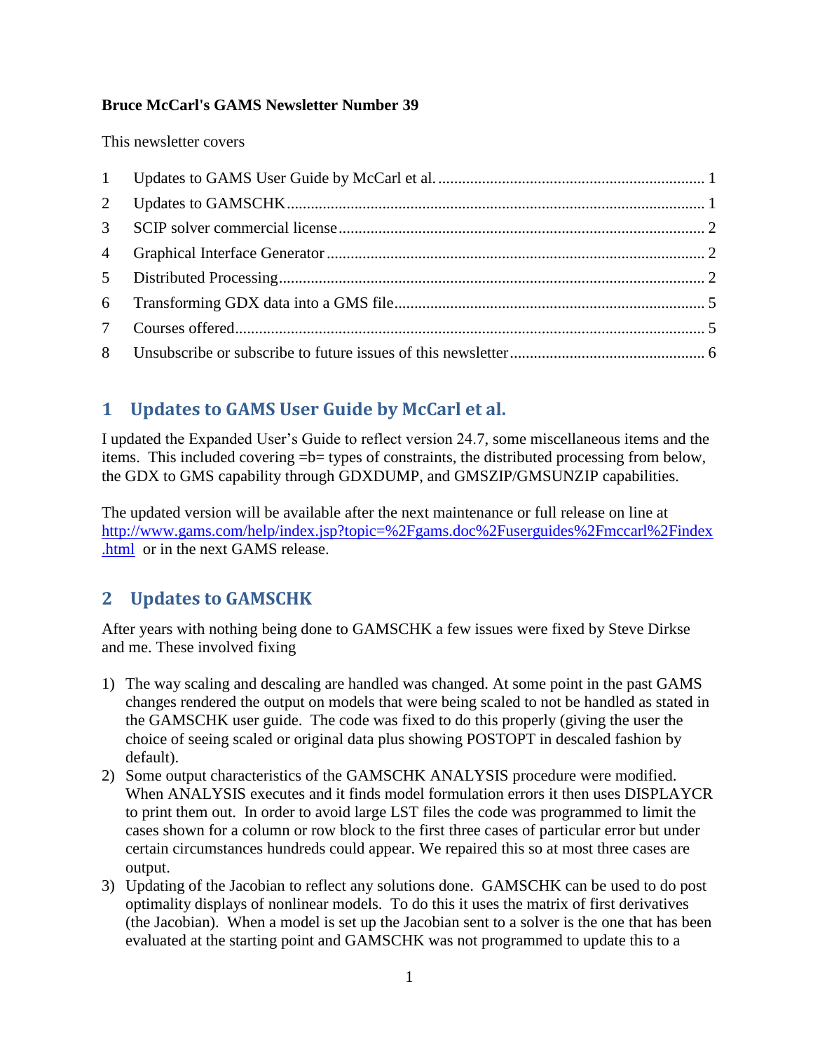**Bruce McCarl's GAMS Newsletter Number 39**

This newsletter covers

1 Updates to GAMS User Guide by McCarl et al. .... 1
2 Updates to GAMSCHK .... 1
3 SCIP solver commercial license .... 2
4 Graphical Interface Generator .... 2
5 Distributed Processing .... 2
6 Transforming GDX data into a GMS file .... 5
7 Courses offered .... 5
8 Unsubscribe or subscribe to future issues of this newsletter .... 6

## 1 Updates to GAMS User Guide by McCarl et al.

I updated the Expanded User's Guide to reflect version 24.7, some miscellaneous items and the items. This included covering =b= types of constraints, the distributed processing from below, the GDX to GMS capability through GDXDUMP, and GMSZIP/GMSUNZIP capabilities.

The updated version will be available after the next maintenance or full release on line at [http://www.gams.com/help/index.jsp?topic=%2Fgams.doc%2Fuserguides%2Fmccarl%2Findex.html](http://www.gams.com/help/index.jsp?topic=%2Fgams.doc%2Fuserguides%2Fmccarl%2Findex.html) or in the next GAMS release.

## 2 Updates to GAMSCHK

After years with nothing being done to GAMSCHK a few issues were fixed by Steve Dirkse and me. These involved fixing

1) The way scaling and descaling are handled was changed. At some point in the past GAMS changes rendered the output on models that were being scaled to not be handled as stated in the GAMSCHK user guide. The code was fixed to do this properly (giving the user the choice of seeing scaled or original data plus showing POSTOPT in descaled fashion by default).
2) Some output characteristics of the GAMSCHK ANALYSIS procedure were modified. When ANALYSIS executes and it finds model formulation errors it then uses DISPLAYCR to print them out. In order to avoid large LST files the code was programmed to limit the cases shown for a column or row block to the first three cases of particular error but under certain circumstances hundreds could appear. We repaired this so at most three cases are output.
3) Updating of the Jacobian to reflect any solutions done. GAMSCHK can be used to do post optimality displays of nonlinear models. To do this it uses the matrix of first derivatives (the Jacobian). When a model is set up the Jacobian sent to a solver is the one that has been evaluated at the starting point and GAMSCHK was not programmed to update this to a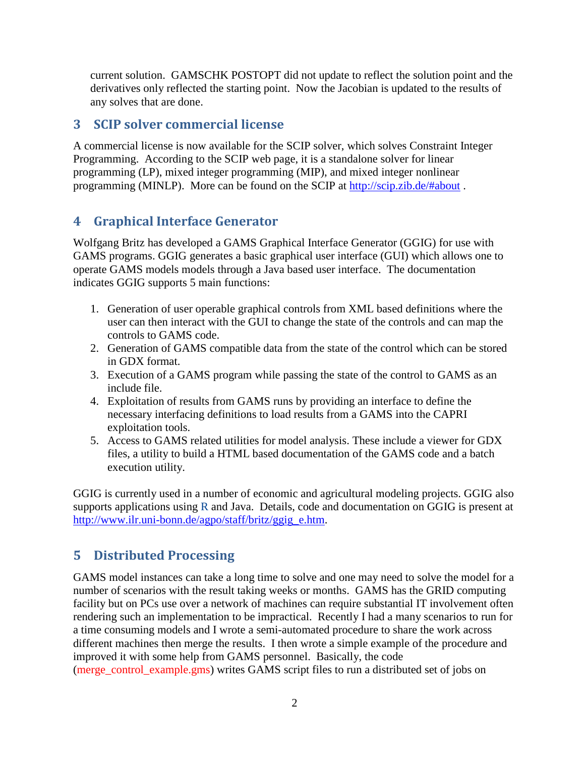current solution. GAMSCHK POSTOPT did not update to reflect the solution point and the derivatives only reflected the starting point. Now the Jacobian is updated to the results of any solves that are done.

## 3 SCIP solver commercial license

A commercial license is now available for the SCIP solver, which solves Constraint Integer Programming. According to the SCIP web page, it is a standalone solver for linear programming (LP), mixed integer programming (MIP), and mixed integer nonlinear programming (MINLP). More can be found on the SCIP at http://scip.zib.de/#about .

## 4 Graphical Interface Generator

Wolfgang Britz has developed a GAMS Graphical Interface Generator (GGIG) for use with GAMS programs. GGIG generates a basic graphical user interface (GUI) which allows one to operate GAMS models models through a Java based user interface. The documentation indicates GGIG supports 5 main functions:

1. Generation of user operable graphical controls from XML based definitions where the user can then interact with the GUI to change the state of the controls and can map the controls to GAMS code.
2. Generation of GAMS compatible data from the state of the control which can be stored in GDX format.
3. Execution of a GAMS program while passing the state of the control to GAMS as an include file.
4. Exploitation of results from GAMS runs by providing an interface to define the necessary interfacing definitions to load results from a GAMS into the CAPRI exploitation tools.
5. Access to GAMS related utilities for model analysis. These include a viewer for GDX files, a utility to build a HTML based documentation of the GAMS code and a batch execution utility.

GGIG is currently used in a number of economic and agricultural modeling projects. GGIG also supports applications using R and Java. Details, code and documentation on GGIG is present at http://www.ilr.uni-bonn.de/agpo/staff/britz/ggig_e.htm.

## 5 Distributed Processing

GAMS model instances can take a long time to solve and one may need to solve the model for a number of scenarios with the result taking weeks or months. GAMS has the GRID computing facility but on PCs use over a network of machines can require substantial IT involvement often rendering such an implementation to be impractical. Recently I had a many scenarios to run for a time consuming models and I wrote a semi-automated procedure to share the work across different machines then merge the results. I then wrote a simple example of the procedure and improved it with some help from GAMS personnel. Basically, the code (merge_control_example.gms) writes GAMS script files to run a distributed set of jobs on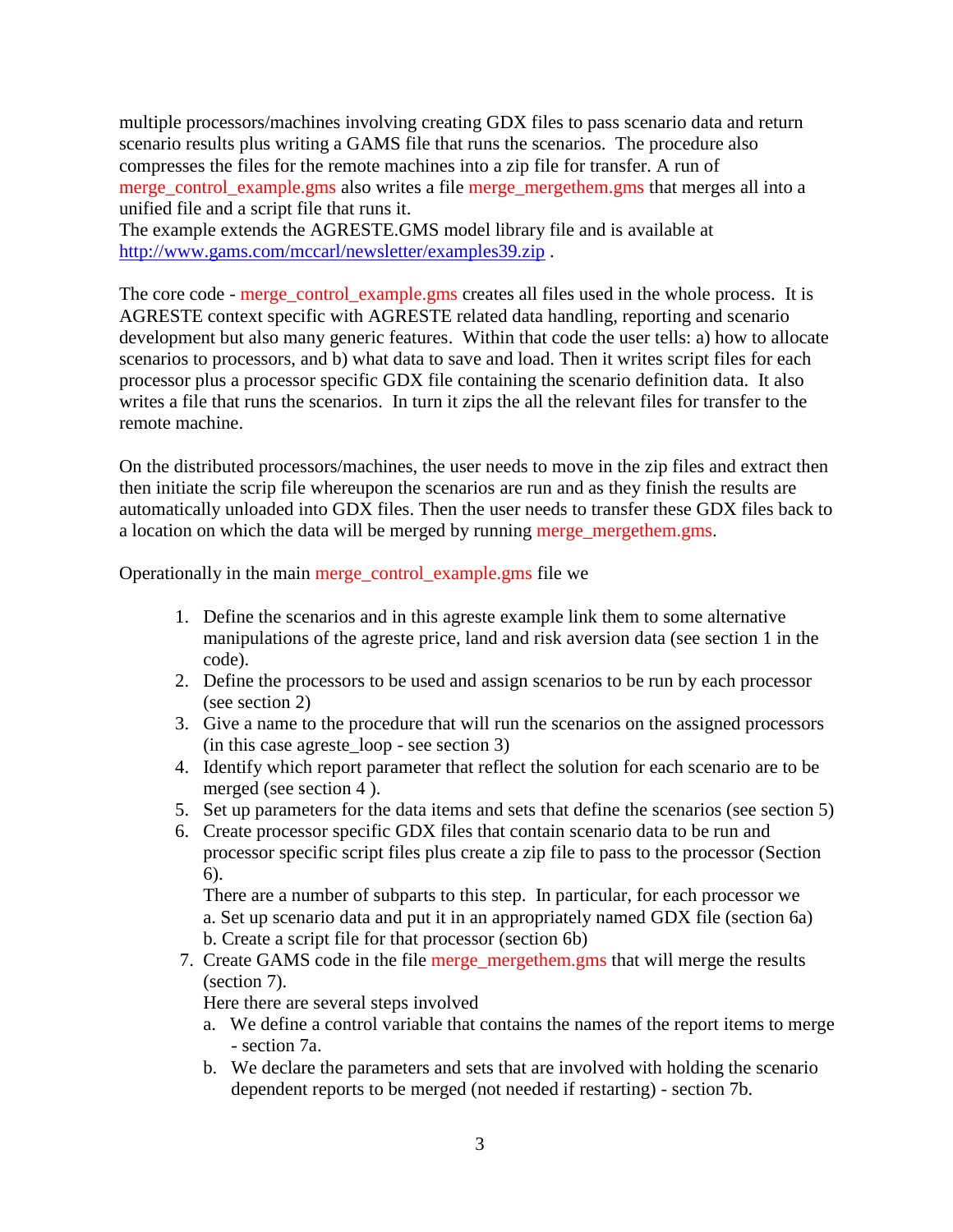multiple processors/machines involving creating GDX files to pass scenario data and return scenario results plus writing a GAMS file that runs the scenarios. The procedure also compresses the files for the remote machines into a zip file for transfer. A run of merge_control_example.gms also writes a file merge_mergethem.gms that merges all into a unified file and a script file that runs it.
The example extends the AGRESTE.GMS model library file and is available at http://www.gams.com/mccarl/newsletter/examples39.zip .

The core code - merge_control_example.gms creates all files used in the whole process. It is AGRESTE context specific with AGRESTE related data handling, reporting and scenario development but also many generic features. Within that code the user tells: a) how to allocate scenarios to processors, and b) what data to save and load. Then it writes script files for each processor plus a processor specific GDX file containing the scenario definition data. It also writes a file that runs the scenarios. In turn it zips the all the relevant files for transfer to the remote machine.

On the distributed processors/machines, the user needs to move in the zip files and extract then then initiate the scrip file whereupon the scenarios are run and as they finish the results are automatically unloaded into GDX files. Then the user needs to transfer these GDX files back to a location on which the data will be merged by running merge_mergethem.gms.

Operationally in the main merge_control_example.gms file we

1. Define the scenarios and in this agreste example link them to some alternative manipulations of the agreste price, land and risk aversion data (see section 1 in the code).
2. Define the processors to be used and assign scenarios to be run by each processor (see section 2)
3. Give a name to the procedure that will run the scenarios on the assigned processors (in this case agreste_loop - see section 3)
4. Identify which report parameter that reflect the solution for each scenario are to be merged (see section 4 ).
5. Set up parameters for the data items and sets that define the scenarios (see section 5)
6. Create processor specific GDX files that contain scenario data to be run and processor specific script files plus create a zip file to pass to the processor (Section 6).
   There are a number of subparts to this step. In particular, for each processor we
   a. Set up scenario data and put it in an appropriately named GDX file (section 6a)
   b. Create a script file for that processor (section 6b)
7. Create GAMS code in the file merge_mergethem.gms that will merge the results (section 7).
   Here there are several steps involved
   a. We define a control variable that contains the names of the report items to merge - section 7a.
   b. We declare the parameters and sets that are involved with holding the scenario dependent reports to be merged (not needed if restarting) - section 7b.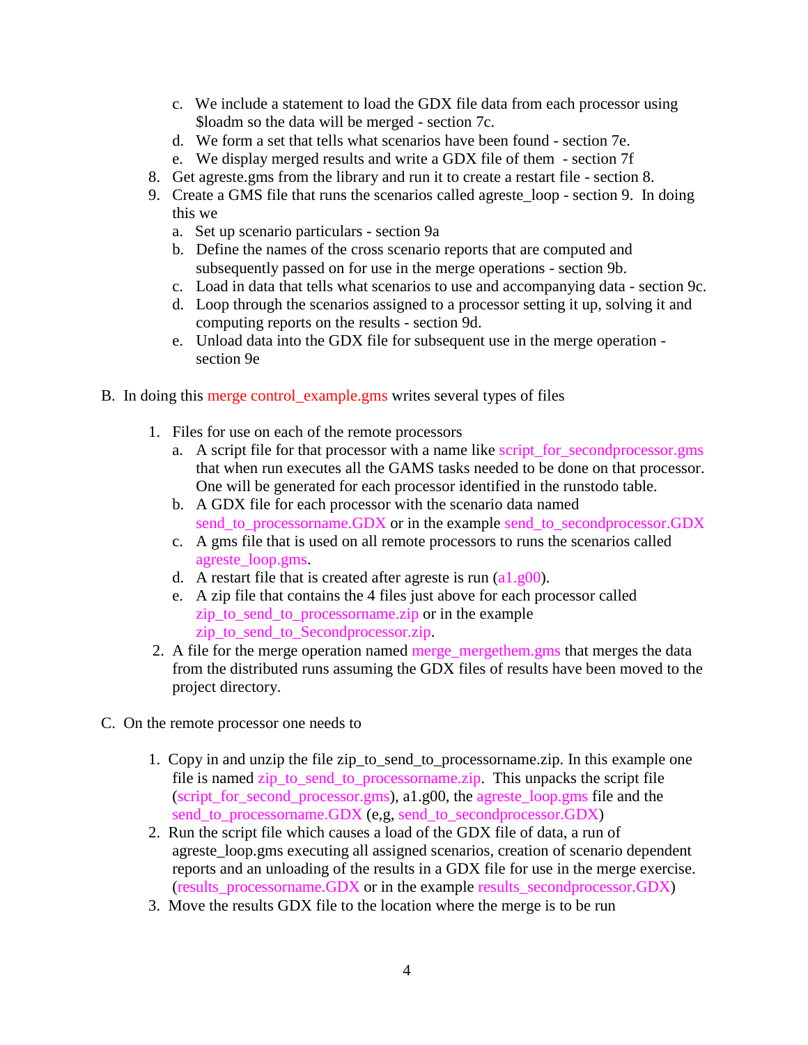c. We include a statement to load the GDX file data from each processor using $loadm so the data will be merged - section 7c.
   d. We form a set that tells what scenarios have been found - section 7e.
   e. We display merged results and write a GDX file of them - section 7f
8. Get agreste.gms from the library and run it to create a restart file - section 8.
9. Create a GMS file that runs the scenarios called agreste_loop - section 9. In doing this we
   a. Set up scenario particulars - section 9a
   b. Define the names of the cross scenario reports that are computed and subsequently passed on for use in the merge operations - section 9b.
   c. Load in data that tells what scenarios to use and accompanying data - section 9c.
   d. Loop through the scenarios assigned to a processor setting it up, solving it and computing reports on the results - section 9d.
   e. Unload data into the GDX file for subsequent use in the merge operation - section 9e

B. In doing this merge control_example.gms writes several types of files

1. Files for use on each of the remote processors
   a. A script file for that processor with a name like script_for_secondprocessor.gms that when run executes all the GAMS tasks needed to be done on that processor. One will be generated for each processor identified in the runstodo table.
   b. A GDX file for each processor with the scenario data named send_to_processorname.GDX or in the example send_to_secondprocessor.GDX
   c. A gms file that is used on all remote processors to runs the scenarios called agreste_loop.gms.
   d. A restart file that is created after agreste is run (a1.g00).
   e. A zip file that contains the 4 files just above for each processor called zip_to_send_to_processorname.zip or in the example zip_to_send_to_Secondprocessor.zip.
2. A file for the merge operation named merge_mergethem.gms that merges the data from the distributed runs assuming the GDX files of results have been moved to the project directory.

C. On the remote processor one needs to

1. Copy in and unzip the file zip_to_send_to_processorname.zip. In this example one file is named zip_to_send_to_processorname.zip. This unpacks the script file (script_for_second_processor.gms), a1.g00, the agreste_loop.gms file and the send_to_processorname.GDX (e,g, send_to_secondprocessor.GDX)
2. Run the script file which causes a load of the GDX file of data, a run of agreste_loop.gms executing all assigned scenarios, creation of scenario dependent reports and an unloading of the results in a GDX file for use in the merge exercise. (results_processorname.GDX or in the example results_secondprocessor.GDX)
3. Move the results GDX file to the location where the merge is to be run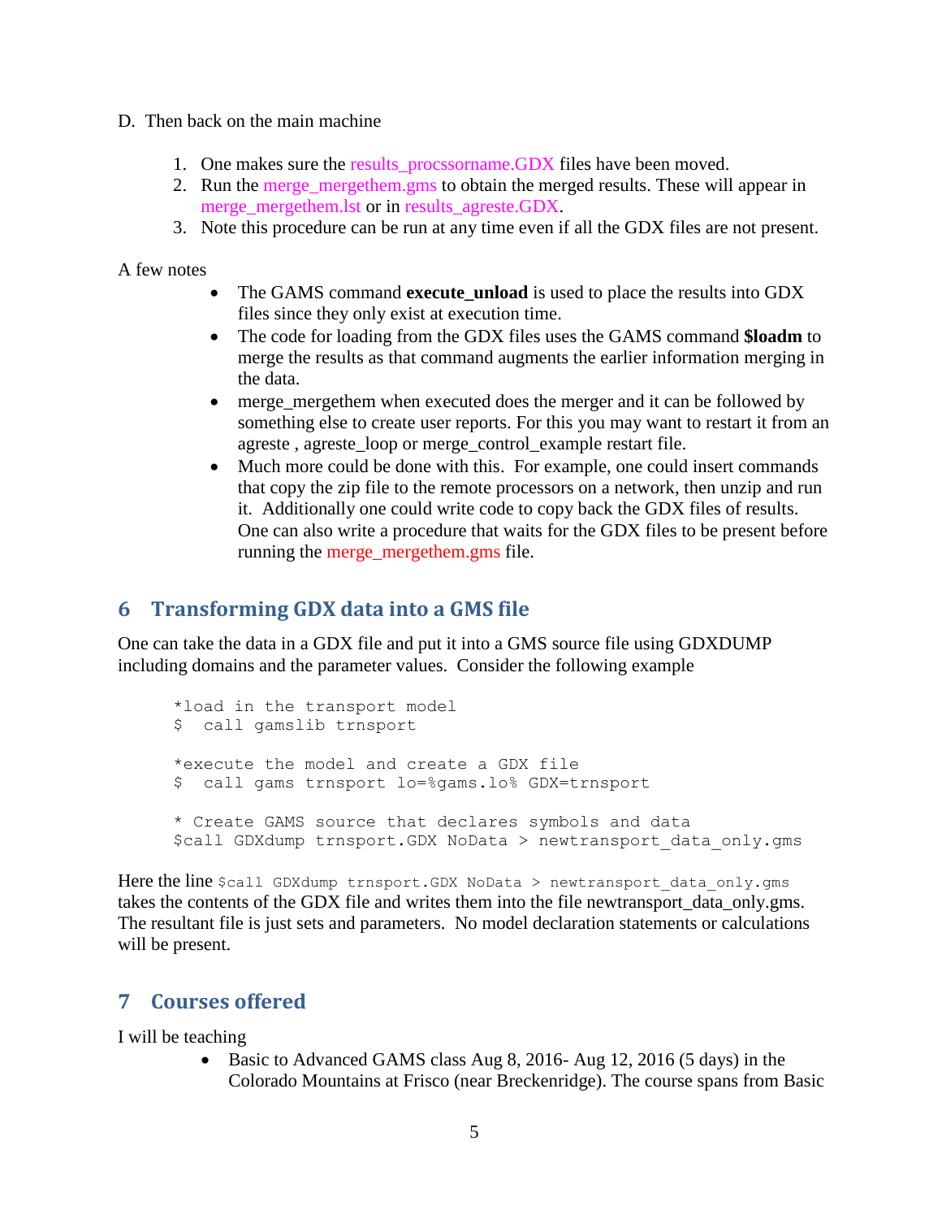D. Then back on the main machine

1. One makes sure the results_procssorname.GDX files have been moved.
2. Run the merge_mergethem.gms to obtain the merged results. These will appear in merge_mergethem.lst or in results_agreste.GDX.
3. Note this procedure can be run at any time even if all the GDX files are not present.

A few notes

- The GAMS command **execute_unload** is used to place the results into GDX files since they only exist at execution time.
- The code for loading from the GDX files uses the GAMS command **$loadm** to merge the results as that command augments the earlier information merging in the data.
- merge_mergethem when executed does the merger and it can be followed by something else to create user reports. For this you may want to restart it from an agreste , agreste_loop or merge_control_example restart file.
- Much more could be done with this. For example, one could insert commands that copy the zip file to the remote processors on a network, then unzip and run it. Additionally one could write code to copy back the GDX files of results. One can also write a procedure that waits for the GDX files to be present before running the merge_mergethem.gms file.

## 6 Transforming GDX data into a GMS file

One can take the data in a GDX file and put it into a GMS source file using GDXDUMP including domains and the parameter values. Consider the following example

```
*load in the transport model
$  call gamslib trnsport

*execute the model and create a GDX file
$  call gams trnsport lo=%gams.lo% GDX=trnsport

* Create GAMS source that declares symbols and data
$call GDXdump trnsport.GDX NoData > newtransport_data_only.gms
```

Here the line `$call GDXdump trnsport.GDX NoData > newtransport_data_only.gms` takes the contents of the GDX file and writes them into the file newtransport_data_only.gms. The resultant file is just sets and parameters. No model declaration statements or calculations will be present.

## 7 Courses offered

I will be teaching

- Basic to Advanced GAMS class Aug 8, 2016- Aug 12, 2016 (5 days) in the Colorado Mountains at Frisco (near Breckenridge). The course spans from Basic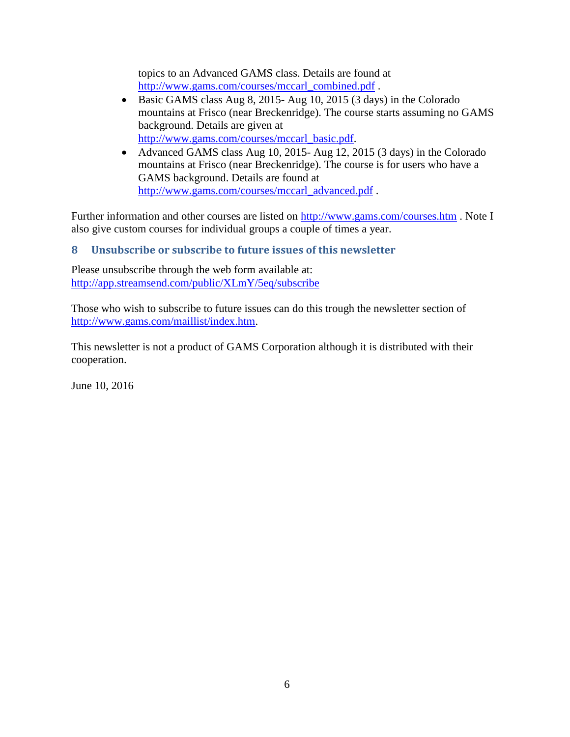topics to an Advanced GAMS class. Details are found at http://www.gams.com/courses/mccarl_combined.pdf .

- Basic GAMS class Aug 8, 2015- Aug 10, 2015 (3 days) in the Colorado mountains at Frisco (near Breckenridge). The course starts assuming no GAMS background. Details are given at http://www.gams.com/courses/mccarl_basic.pdf.
- Advanced GAMS class Aug 10, 2015- Aug 12, 2015 (3 days) in the Colorado mountains at Frisco (near Breckenridge). The course is for users who have a GAMS background. Details are found at http://www.gams.com/courses/mccarl_advanced.pdf .

Further information and other courses are listed on http://www.gams.com/courses.htm . Note I also give custom courses for individual groups a couple of times a year.

## 8 Unsubscribe or subscribe to future issues of this newsletter

Please unsubscribe through the web form available at:
http://app.streamsend.com/public/XLmY/5eq/subscribe

Those who wish to subscribe to future issues can do this trough the newsletter section of http://www.gams.com/maillist/index.htm.

This newsletter is not a product of GAMS Corporation although it is distributed with their cooperation.

June 10, 2016